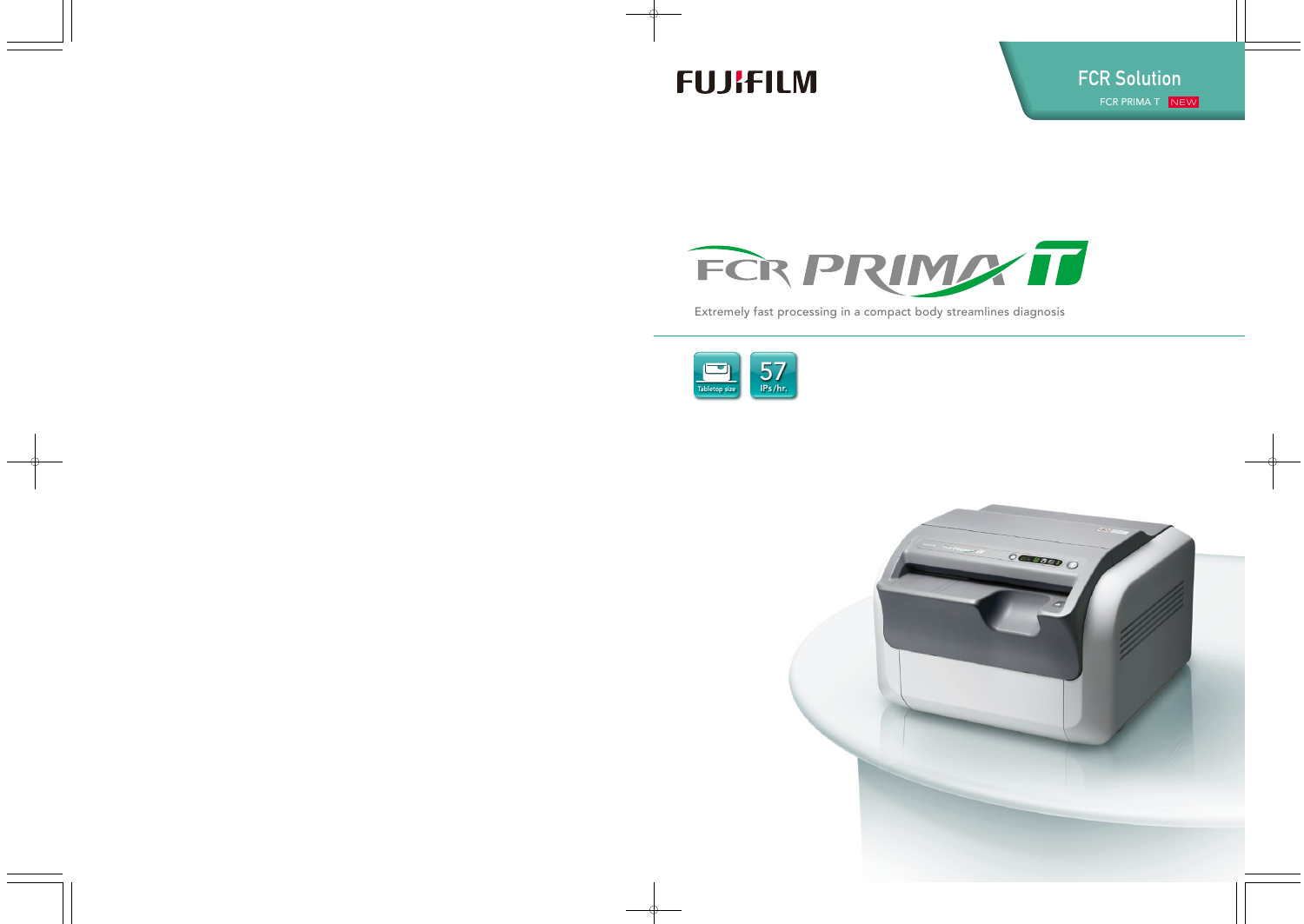FUJIFILM

FCR Solution

FCR PRIMA T NEW

# FCR PRIMA T

Extremely fast processing in a compact body streamlines diagnosis

Tabletop size

57 IPs/hr.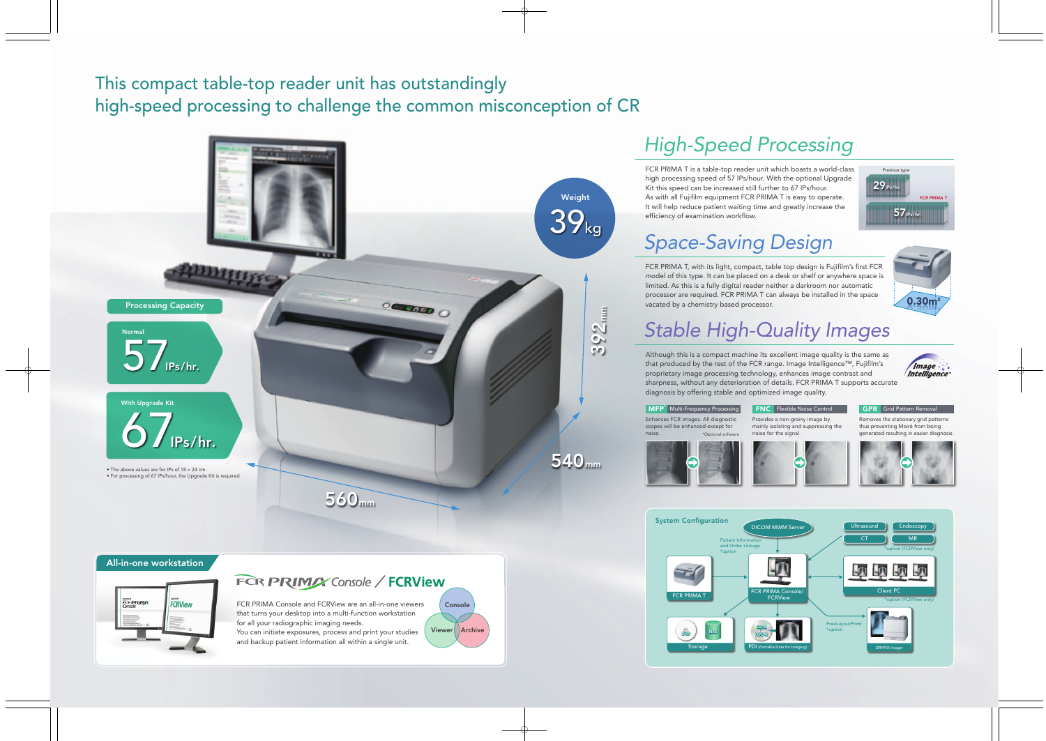# This compact table-top reader unit has outstandingly high-speed processing to challenge the common misconception of CR

Weight **39kg**

392mm

540mm

560mm

## Processing Capacity

Normal **57 IPs/hr.**

With Upgrade Kit **67 IPs/hr.**

- The above values are for IPs of 18 × 24 cm.
- For processing of 67 IPs/hour, the Upgrade Kit is required.

## *High-Speed Processing*

FCR PRIMA T is a table-top reader unit which boasts a world-class high processing speed of 57 IPs/hour. With the optional Upgrade Kit this speed can be increased still further to 67 IPs/hour. As with all Fujifilm equipment FCR PRIMA T is easy to operate. It will help reduce patient waiting time and greatly increase the efficiency of examination workflow.

Previous type 29 IPs/hr

FCR PRIMA T 57 IPs/hr

## *Space-Saving Design*

FCR PRIMA T, with its light, compact, table top design is Fujifilm's first FCR model of this type. It can be placed on a desk or shelf or anywhere space is limited. As this is a fully digital reader neither a darkroom nor automatic processor are required. FCR PRIMA T can always be installed in the space vacated by a chemistry based processor.

0.30m$^2$

## *Stable High-Quality Images*

Although this is a compact machine its excellent image quality is the same as that produced by the rest of the FCR range. Image Intelligence™, Fujifilm's proprietary image processing technology, enhances image contrast and sharpness, without any deterioration of details. FCR PRIMA T supports accurate diagnosis by offering stable and optimized image quality.

**MFP** Multi-Frequency Processing
Enhances FCR images. All diagnostic scopes will be enhanced except for noise.
*Optional software

**FNC** Flexible Noise Control
Provides a non-grainy image by mainly isolating and suppressing the noise for the signal.

**GPR** Grid Pattern Removal
Removes the stationary grid patterns thus preventing Moiré from being generated resulting in easier diagnosis.

## All-in-one workstation

**FCR PRIMA Console / FCRView**

FCR PRIMA Console and FCRView are an all-in-one viewers that turns your desktop into a multi-function workstation for all your radiographic imaging needs.
You can initiate exposures, process and print your studies and backup patient information all within a single unit.

Console / Viewer / Archive

## System Configuration

- DICOM MWM Server
- Patient Information and Order Linkage *option
- FCR PRIMA T
- FCR PRIMA Console/ FCRView
- Ultrasound, Endoscopy, CT, MR *option (FCRView only)
- Client PC *option (FCRView only)
- Storage (DVD, NAS)
- PDI (Portable Data for Imaging) (CD-R, DVD-R)
- FreeLayoutPrint *option
- DRYPIX Imager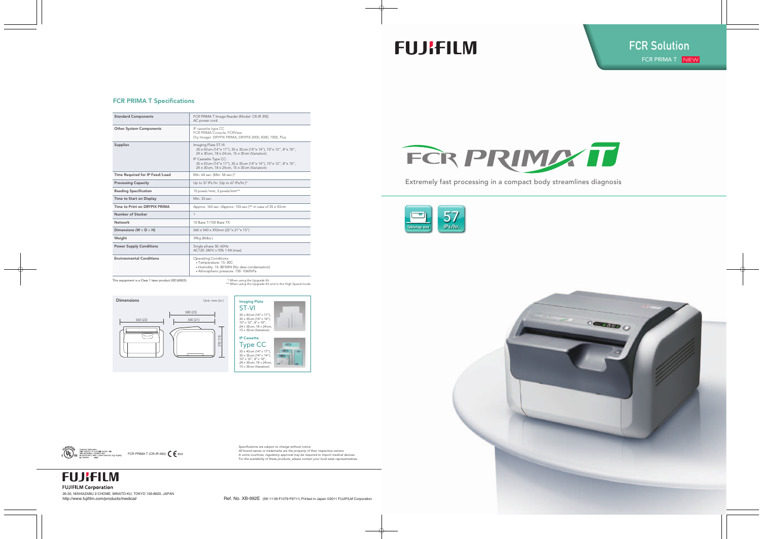# FUJIFILM

## FCR Solution

FCR PRIMA T NEW

# FCR PRIMA T

Extremely fast processing in a compact body streamlines diagnosis

Tabletop size

57 IPs/hr.

## FCR PRIMA T Specifications

| | |
|---|---|
| **Standard Components** | FCR PRIMA T Image Reader (Model: CR-IR 392)<br>AC power cord |
| **Other System Components** | IP cassette type CC<br>FCR PRIMA Console, FCRView<br>Dry Imager: DRYPIX PRIMA, DRYPIX 2000, 4000, 7000, Plus |
| **Supplies** | Imaging Plate ST-VI:<br>35 × 43cm (14"× 17"), 35 × 35cm (14"× 14"), 10"× 12", 8"× 10",<br>24 × 30cm, 18 × 24cm, 15 × 30cm (Variation)<br>IP Cassette Type CC:<br>35 × 43cm (14"× 17"), 35 × 35cm (14"× 14"), 10"× 12", 8"× 10",<br>24 × 30cm, 18 × 24cm, 15 × 30cm (Variation) |
| **Time Required for IP Feed/Load** | Min. 64 sec. (Min. 54 sec.)* |
| **Processing Capacity** | Up to 57 IPs/hr. (Up to 67 IPs/hr.)* |
| **Reading Specification** | 10 pixels/mm, 5 pixels/mm** |
| **Time to Start on Display** | Min. 33 sec. |
| **Time to Print on DRYPIX PRIMA** | Approx. 165 sec. (Approx. 155 sec.)** in case of 35 × 43cm |
| **Number of Stacker** | 1 |
| **Network** | 10 Base T/100 Base TX |
| **Dimensions (W × D × H)** | 560 x 540 x 392mm (22"x 21"x 15") |
| **Weight** | 39kg (86lbs.) |
| **Power Supply Conditions** | Single phase 50–60Hz<br>AC120–240V ±10% 1.9A (max) |
| **Environmental Conditions** | Operating Conditions:<br>• Temperature: 15–30C<br>• Humidity: 15–80%RH (No dew condensation)<br>• Atmospheric pressure: 750–1060hPa |

This equipment is a Class 1 laser product (IEC60825).

\* When using the Upgrade Kit
\*\* When using the Upgrade Kit and in the High Speed mode

### Dimensions

Unit: mm (in.)

580 (23)
560 (22)
540 (21)
392 (15)

### Imaging Plate
ST-VI

35 × 43cm (14"× 17"), 35 × 35cm (14"× 14"), 10"× 12", 8"× 10", 24 × 30cm, 18 × 24cm, 15 × 30cm (Variation)

### IP Cassette
Type CC

35 × 43cm (14"× 17"), 35 × 35cm (14"× 14"), 10"× 12", 8"× 10", 24 × 30cm, 18 × 24cm, 15 × 30cm (Variation)

FCR PRIMA T (CR-IR 392) CE 0123

*Specifications are subject to change without notice.*
*All brand names or trademarks are the property of their respective owners.*
*In some countries, regulatory approval may be required to import medical devices.*
*For the availability of these products, please contact your local sales representatives.*

**FUJIFILM**

**FUJIFILM Corporation**

26-30, NISHIAZABU 2-CHOME, MINATO-KU, TOKYO 106-8620, JAPAN
http://www.fujifilm.com/products/medical/

Ref. No. XB-992E (SK·11·09·F1079·F9711) Printed in Japan ©2011 FUJIFILM Corporation